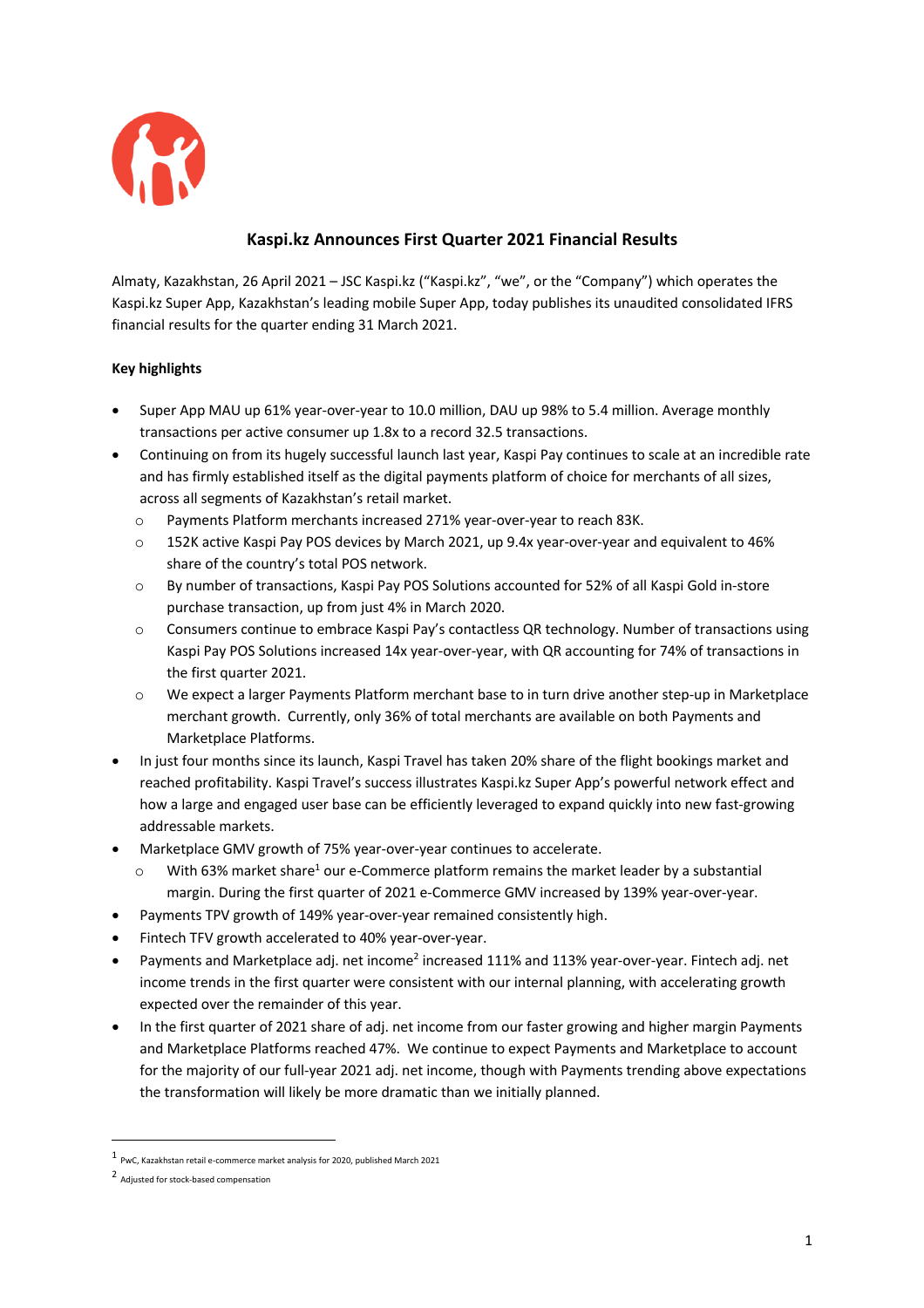# Kaspi.kz Announces First Quarter 2021 Financial Results

Almaty, Kazakhstan, 26 April 2021 – JSC Kaspi.kz ("Kaspi.kz", "we", or the "Company") which operates the Kaspi.kz Super App, Kazakhstan's leading mobile Super App, today publishes its unaudited consolidated IFRS financial results for the quarter ending 31 March 2021.

**Key highlights**

- Super App MAU up 61% year-over-year to 10.0 million, DAU up 98% to 5.4 million. Average monthly transactions per active consumer up 1.8x to a record 32.5 transactions.
- Continuing on from its hugely successful launch last year, Kaspi Pay continues to scale at an incredible rate and has firmly established itself as the digital payments platform of choice for merchants of all sizes, across all segments of Kazakhstan's retail market.
  - Payments Platform merchants increased 271% year-over-year to reach 83K.
  - 152K active Kaspi Pay POS devices by March 2021, up 9.4x year-over-year and equivalent to 46% share of the country's total POS network.
  - By number of transactions, Kaspi Pay POS Solutions accounted for 52% of all Kaspi Gold in-store purchase transaction, up from just 4% in March 2020.
  - Consumers continue to embrace Kaspi Pay's contactless QR technology. Number of transactions using Kaspi Pay POS Solutions increased 14x year-over-year, with QR accounting for 74% of transactions in the first quarter 2021.
  - We expect a larger Payments Platform merchant base to in turn drive another step-up in Marketplace merchant growth. Currently, only 36% of total merchants are available on both Payments and Marketplace Platforms.
- In just four months since its launch, Kaspi Travel has taken 20% share of the flight bookings market and reached profitability. Kaspi Travel's success illustrates Kaspi.kz Super App's powerful network effect and how a large and engaged user base can be efficiently leveraged to expand quickly into new fast-growing addressable markets.
- Marketplace GMV growth of 75% year-over-year continues to accelerate.
  - With 63% market share[1] our e-Commerce platform remains the market leader by a substantial margin. During the first quarter of 2021 e-Commerce GMV increased by 139% year-over-year.
- Payments TPV growth of 149% year-over-year remained consistently high.
- Fintech TFV growth accelerated to 40% year-over-year.
- Payments and Marketplace adj. net income[2] increased 111% and 113% year-over-year. Fintech adj. net income trends in the first quarter were consistent with our internal planning, with accelerating growth expected over the remainder of this year.
- In the first quarter of 2021 share of adj. net income from our faster growing and higher margin Payments and Marketplace Platforms reached 47%. We continue to expect Payments and Marketplace to account for the majority of our full-year 2021 adj. net income, though with Payments trending above expectations the transformation will likely be more dramatic than we initially planned.

---

[1] PwC, Kazakhstan retail e-commerce market analysis for 2020, published March 2021

[2] Adjusted for stock-based compensation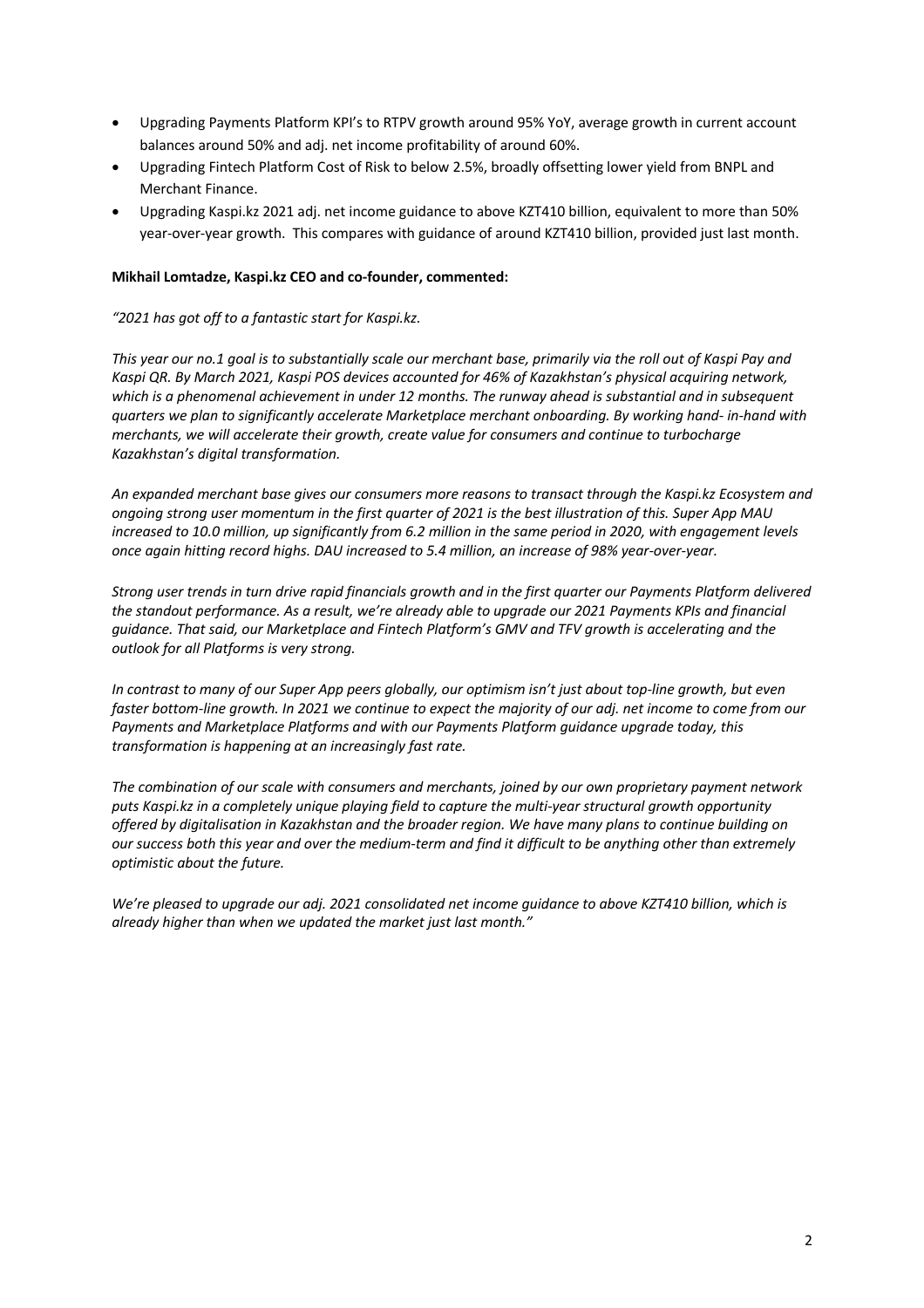- Upgrading Payments Platform KPI's to RTPV growth around 95% YoY, average growth in current account balances around 50% and adj. net income profitability of around 60%.
- Upgrading Fintech Platform Cost of Risk to below 2.5%, broadly offsetting lower yield from BNPL and Merchant Finance.
- Upgrading Kaspi.kz 2021 adj. net income guidance to above KZT410 billion, equivalent to more than 50% year-over-year growth. This compares with guidance of around KZT410 billion, provided just last month.

**Mikhail Lomtadze, Kaspi.kz CEO and co-founder, commented:**

*"2021 has got off to a fantastic start for Kaspi.kz.*

*This year our no.1 goal is to substantially scale our merchant base, primarily via the roll out of Kaspi Pay and Kaspi QR. By March 2021, Kaspi POS devices accounted for 46% of Kazakhstan's physical acquiring network, which is a phenomenal achievement in under 12 months. The runway ahead is substantial and in subsequent quarters we plan to significantly accelerate Marketplace merchant onboarding. By working hand- in-hand with merchants, we will accelerate their growth, create value for consumers and continue to turbocharge Kazakhstan's digital transformation.*

*An expanded merchant base gives our consumers more reasons to transact through the Kaspi.kz Ecosystem and ongoing strong user momentum in the first quarter of 2021 is the best illustration of this. Super App MAU increased to 10.0 million, up significantly from 6.2 million in the same period in 2020, with engagement levels once again hitting record highs. DAU increased to 5.4 million, an increase of 98% year-over-year.*

*Strong user trends in turn drive rapid financials growth and in the first quarter our Payments Platform delivered the standout performance. As a result, we're already able to upgrade our 2021 Payments KPIs and financial guidance. That said, our Marketplace and Fintech Platform's GMV and TFV growth is accelerating and the outlook for all Platforms is very strong.*

*In contrast to many of our Super App peers globally, our optimism isn't just about top-line growth, but even faster bottom-line growth. In 2021 we continue to expect the majority of our adj. net income to come from our Payments and Marketplace Platforms and with our Payments Platform guidance upgrade today, this transformation is happening at an increasingly fast rate.*

*The combination of our scale with consumers and merchants, joined by our own proprietary payment network puts Kaspi.kz in a completely unique playing field to capture the multi-year structural growth opportunity offered by digitalisation in Kazakhstan and the broader region. We have many plans to continue building on our success both this year and over the medium-term and find it difficult to be anything other than extremely optimistic about the future.*

*We're pleased to upgrade our adj. 2021 consolidated net income guidance to above KZT410 billion, which is already higher than when we updated the market just last month."*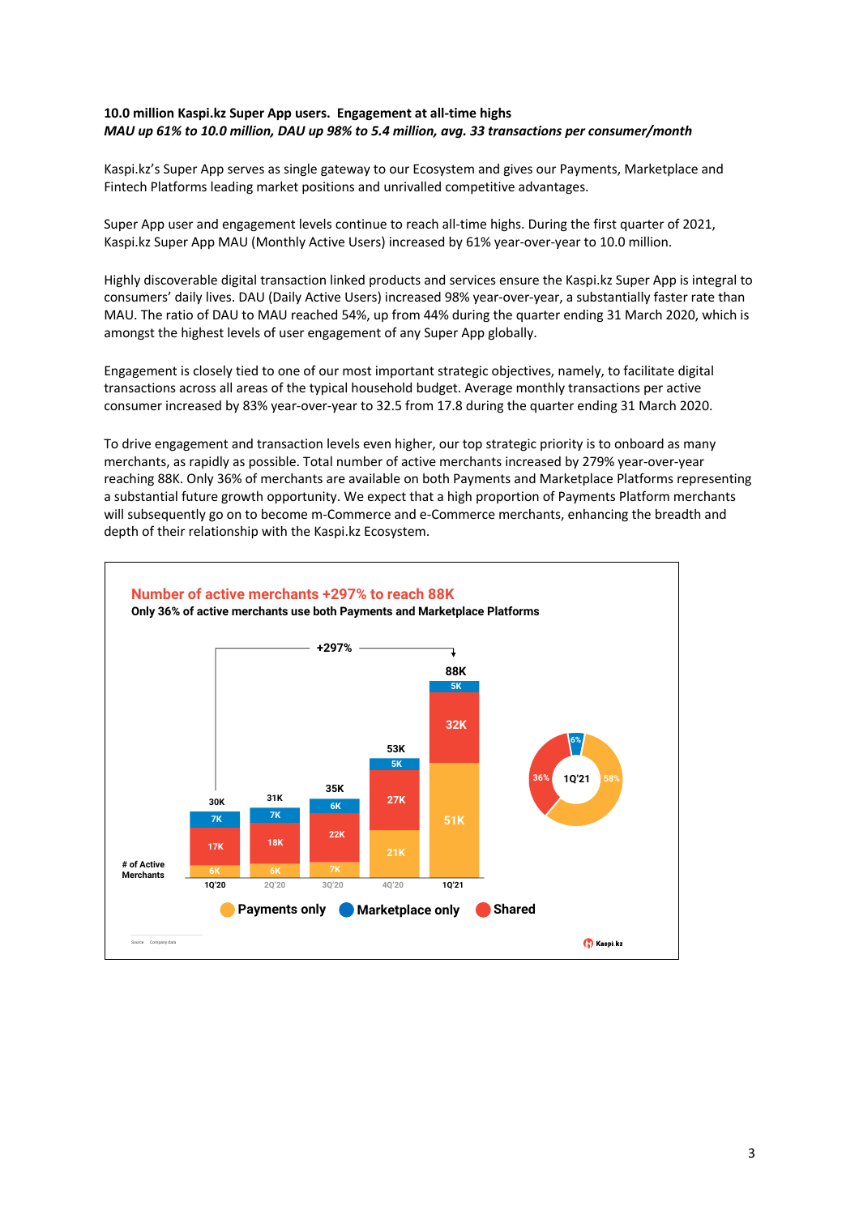**10.0 million Kaspi.kz Super App users. Engagement at all-time highs**
***MAU up 61% to 10.0 million, DAU up 98% to 5.4 million, avg. 33 transactions per consumer/month***

Kaspi.kz's Super App serves as single gateway to our Ecosystem and gives our Payments, Marketplace and Fintech Platforms leading market positions and unrivalled competitive advantages.

Super App user and engagement levels continue to reach all-time highs. During the first quarter of 2021, Kaspi.kz Super App MAU (Monthly Active Users) increased by 61% year-over-year to 10.0 million.

Highly discoverable digital transaction linked products and services ensure the Kaspi.kz Super App is integral to consumers' daily lives. DAU (Daily Active Users) increased 98% year-over-year, a substantially faster rate than MAU. The ratio of DAU to MAU reached 54%, up from 44% during the quarter ending 31 March 2020, which is amongst the highest levels of user engagement of any Super App globally.

Engagement is closely tied to one of our most important strategic objectives, namely, to facilitate digital transactions across all areas of the typical household budget. Average monthly transactions per active consumer increased by 83% year-over-year to 32.5 from 17.8 during the quarter ending 31 March 2020.

To drive engagement and transaction levels even higher, our top strategic priority is to onboard as many merchants, as rapidly as possible. Total number of active merchants increased by 279% year-over-year reaching 88K. Only 36% of merchants are available on both Payments and Marketplace Platforms representing a substantial future growth opportunity. We expect that a high proportion of Payments Platform merchants will subsequently go on to become m-Commerce and e-Commerce merchants, enhancing the breadth and depth of their relationship with the Kaspi.kz Ecosystem.

**Number of active merchants +297% to reach 88K**
**Only 36% of active merchants use both Payments and Marketplace Platforms**

| # of Active Merchants | 1Q'20 | 2Q'20 | 3Q'20 | 4Q'20 | 1Q'21 |
|---|---|---|---|---|---|
| Payments only | 6K | 6K | 7K | 21K | 51K |
| Shared | 17K | 18K | 22K | 27K | 32K |
| Marketplace only | 7K | 7K | 6K | 5K | 5K |
| Total | 30K | 31K | 35K | 53K | 88K |

+297% (1Q'20 to 1Q'21)

1Q'21: Payments only 58%, Shared 36%, Marketplace only 6%

Source: Company data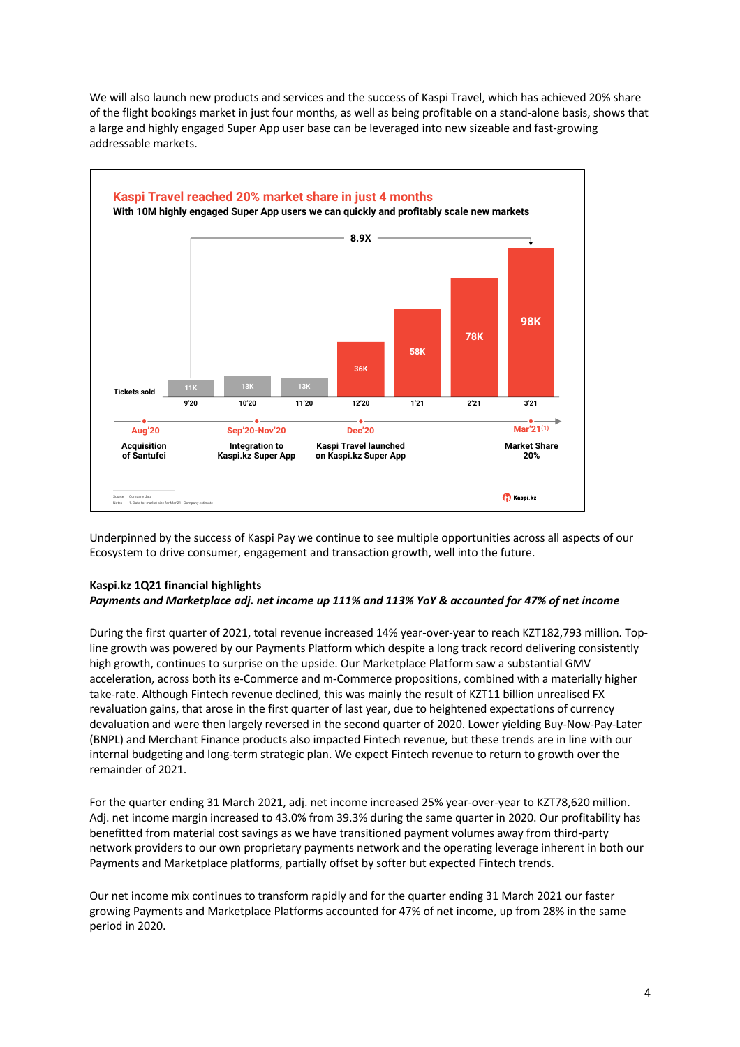We will also launch new products and services and the success of Kaspi Travel, which has achieved 20% share of the flight bookings market in just four months, as well as being profitable on a stand-alone basis, shows that a large and highly engaged Super App user base can be leveraged into new sizeable and fast-growing addressable markets.

**Kaspi Travel reached 20% market share in just 4 months**

**With 10M highly engaged Super App users we can quickly and profitably scale new markets**

8.9X

| Tickets sold | 9'20 | 10'20 | 11'20 | 12'20 | 1'21 | 2'21 | 3'21 |
|---|---|---|---|---|---|---|---|
| | 11K | 13K | 13K | 36K | 58K | 78K | 98K |

- **Aug'20** – Acquisition of Santufei
- **Sep'20-Nov'20** – Integration to Kaspi.kz Super App
- **Dec'20** – Kaspi Travel launched on Kaspi.kz Super App
- **Mar'21[1]** – Market Share 20%

Source: Company data
Notes: 1. Data for market size for Mar'21 - Company estimate

Underpinned by the success of Kaspi Pay we continue to see multiple opportunities across all aspects of our Ecosystem to drive consumer, engagement and transaction growth, well into the future.

**Kaspi.kz 1Q21 financial highlights**

***Payments and Marketplace adj. net income up 111% and 113% YoY & accounted for 47% of net income***

During the first quarter of 2021, total revenue increased 14% year-over-year to reach KZT182,793 million. Top-line growth was powered by our Payments Platform which despite a long track record delivering consistently high growth, continues to surprise on the upside. Our Marketplace Platform saw a substantial GMV acceleration, across both its e-Commerce and m-Commerce propositions, combined with a materially higher take-rate. Although Fintech revenue declined, this was mainly the result of KZT11 billion unrealised FX revaluation gains, that arose in the first quarter of last year, due to heightened expectations of currency devaluation and were then largely reversed in the second quarter of 2020. Lower yielding Buy-Now-Pay-Later (BNPL) and Merchant Finance products also impacted Fintech revenue, but these trends are in line with our internal budgeting and long-term strategic plan. We expect Fintech revenue to return to growth over the remainder of 2021.

For the quarter ending 31 March 2021, adj. net income increased 25% year-over-year to KZT78,620 million. Adj. net income margin increased to 43.0% from 39.3% during the same quarter in 2020. Our profitability has benefitted from material cost savings as we have transitioned payment volumes away from third-party network providers to our own proprietary payments network and the operating leverage inherent in both our Payments and Marketplace platforms, partially offset by softer but expected Fintech trends.

Our net income mix continues to transform rapidly and for the quarter ending 31 March 2021 our faster growing Payments and Marketplace Platforms accounted for 47% of net income, up from 28% in the same period in 2020.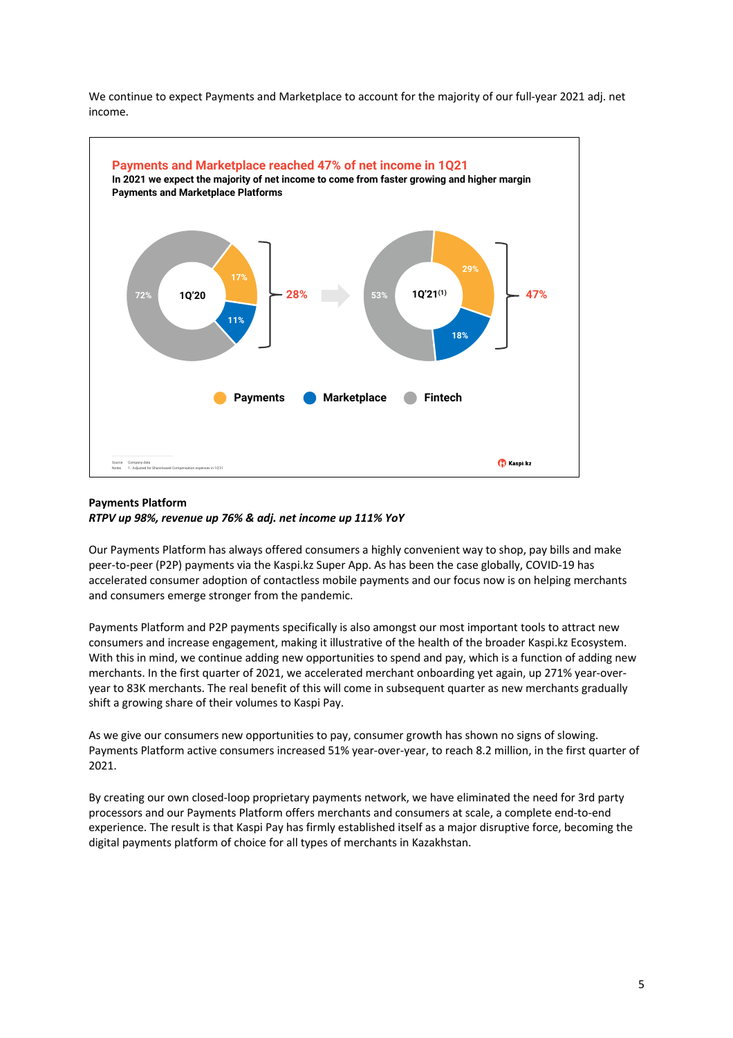We continue to expect Payments and Marketplace to account for the majority of our full-year 2021 adj. net income.

**Payments and Marketplace reached 47% of net income in 1Q21**

**In 2021 we expect the majority of net income to come from faster growing and higher margin Payments and Marketplace Platforms**

| | 1Q'20 | 1Q'21[1] |
|---|---|---|
| Payments | 17% | 29% |
| Marketplace | 11% | 18% |
| Payments + Marketplace | 28% | 47% |
| Fintech | 72% | 53% |

Source: Company data
Notes: 1. Adjusted for Share-based Compensation expenses in 1Q'21

**Payments Platform**

***RTPV up 98%, revenue up 76% & adj. net income up 111% YoY***

Our Payments Platform has always offered consumers a highly convenient way to shop, pay bills and make peer-to-peer (P2P) payments via the Kaspi.kz Super App. As has been the case globally, COVID-19 has accelerated consumer adoption of contactless mobile payments and our focus now is on helping merchants and consumers emerge stronger from the pandemic.

Payments Platform and P2P payments specifically is also amongst our most important tools to attract new consumers and increase engagement, making it illustrative of the health of the broader Kaspi.kz Ecosystem. With this in mind, we continue adding new opportunities to spend and pay, which is a function of adding new merchants. In the first quarter of 2021, we accelerated merchant onboarding yet again, up 271% year-over-year to 83K merchants. The real benefit of this will come in subsequent quarter as new merchants gradually shift a growing share of their volumes to Kaspi Pay.

As we give our consumers new opportunities to pay, consumer growth has shown no signs of slowing. Payments Platform active consumers increased 51% year-over-year, to reach 8.2 million, in the first quarter of 2021.

By creating our own closed-loop proprietary payments network, we have eliminated the need for 3rd party processors and our Payments Platform offers merchants and consumers at scale, a complete end-to-end experience. The result is that Kaspi Pay has firmly established itself as a major disruptive force, becoming the digital payments platform of choice for all types of merchants in Kazakhstan.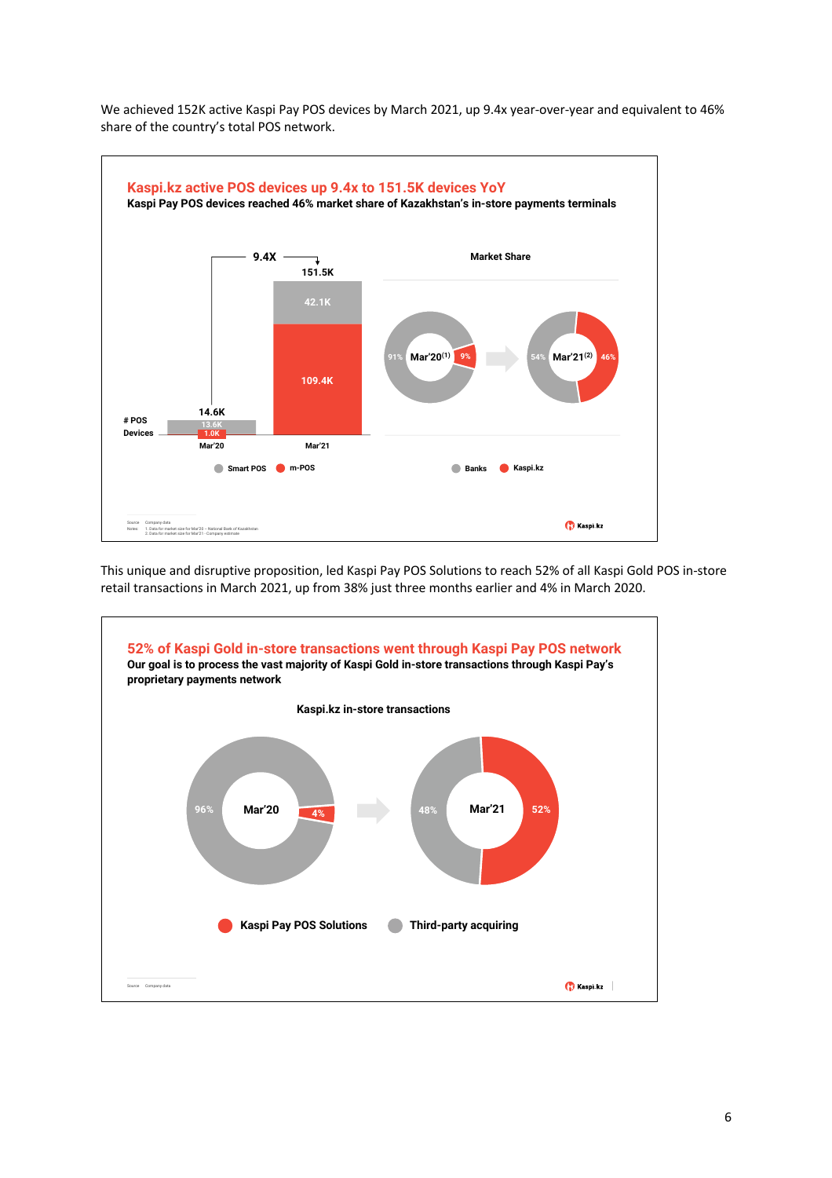We achieved 152K active Kaspi Pay POS devices by March 2021, up 9.4x year-over-year and equivalent to 46% share of the country's total POS network.

**Kaspi.kz active POS devices up 9.4x to 151.5K devices YoY**

**Kaspi Pay POS devices reached 46% market share of Kazakhstan's in-store payments terminals**

| # POS Devices | Mar'20 | Mar'21 |
|---|---|---|
| Smart POS | 13.6K | 42.1K |
| m-POS | 1.0K | 109.4K |
| Total | 14.6K | 151.5K |

9.4X

Market Share

| | Mar'20[1] | Mar'21[2] |
|---|---|---|
| Banks | 91% | 54% |
| Kaspi.kz | 9% | 46% |

Source: Company data
Notes: 1. Data for market size for Mar'20 – National Bank of Kazakhstan
2. Data for market size for Mar'21 - Company estimate

This unique and disruptive proposition, led Kaspi Pay POS Solutions to reach 52% of all Kaspi Gold POS in-store retail transactions in March 2021, up from 38% just three months earlier and 4% in March 2020.

**52% of Kaspi Gold in-store transactions went through Kaspi Pay POS network**

**Our goal is to process the vast majority of Kaspi Gold in-store transactions through Kaspi Pay's proprietary payments network**

Kaspi.kz in-store transactions

| | Mar'20 | Mar'21 |
|---|---|---|
| Kaspi Pay POS Solutions | 4% | 52% |
| Third-party acquiring | 96% | 48% |

Source: Company data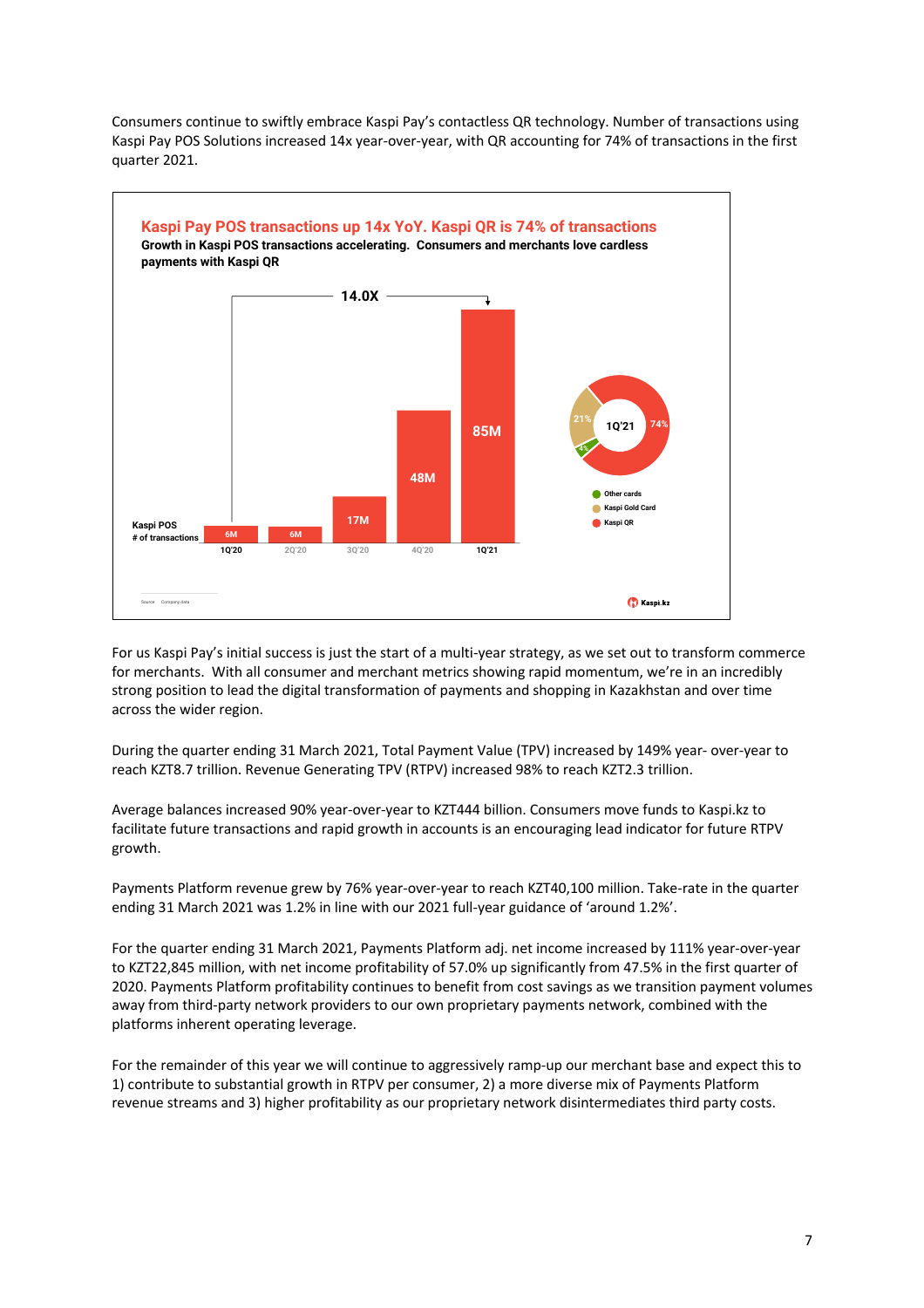Consumers continue to swiftly embrace Kaspi Pay's contactless QR technology. Number of transactions using Kaspi Pay POS Solutions increased 14x year-over-year, with QR accounting for 74% of transactions in the first quarter 2021.

**Kaspi Pay POS transactions up 14x YoY. Kaspi QR is 74% of transactions**

**Growth in Kaspi POS transactions accelerating. Consumers and merchants love cardless payments with Kaspi QR**

Kaspi POS # of transactions (14.0X from 1Q'20 to 1Q'21)

| | 1Q'20 | 2Q'20 | 3Q'20 | 4Q'20 | 1Q'21 |
|---|---|---|---|---|---|
| Kaspi POS # of transactions | 6M | 6M | 17M | 48M | 85M |

1Q'21:

| | Share |
|---|---|
| Kaspi QR | 74% |
| Kaspi Gold Card | 21% |
| Other cards | 4% |

Source: Company data

For us Kaspi Pay's initial success is just the start of a multi-year strategy, as we set out to transform commerce for merchants. With all consumer and merchant metrics showing rapid momentum, we're in an incredibly strong position to lead the digital transformation of payments and shopping in Kazakhstan and over time across the wider region.

During the quarter ending 31 March 2021, Total Payment Value (TPV) increased by 149% year- over-year to reach KZT8.7 trillion. Revenue Generating TPV (RTPV) increased 98% to reach KZT2.3 trillion.

Average balances increased 90% year-over-year to KZT444 billion. Consumers move funds to Kaspi.kz to facilitate future transactions and rapid growth in accounts is an encouraging lead indicator for future RTPV growth.

Payments Platform revenue grew by 76% year-over-year to reach KZT40,100 million. Take-rate in the quarter ending 31 March 2021 was 1.2% in line with our 2021 full-year guidance of 'around 1.2%'.

For the quarter ending 31 March 2021, Payments Platform adj. net income increased by 111% year-over-year to KZT22,845 million, with net income profitability of 57.0% up significantly from 47.5% in the first quarter of 2020. Payments Platform profitability continues to benefit from cost savings as we transition payment volumes away from third-party network providers to our own proprietary payments network, combined with the platforms inherent operating leverage.

For the remainder of this year we will continue to aggressively ramp-up our merchant base and expect this to 1) contribute to substantial growth in RTPV per consumer, 2) a more diverse mix of Payments Platform revenue streams and 3) higher profitability as our proprietary network disintermediates third party costs.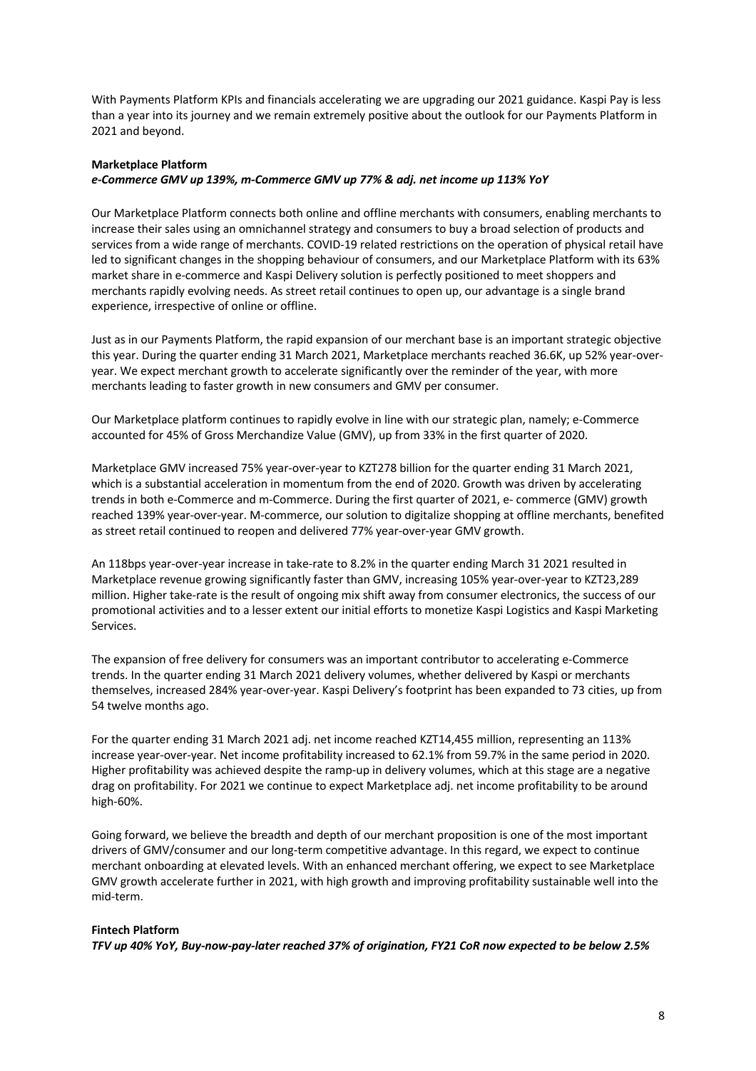With Payments Platform KPIs and financials accelerating we are upgrading our 2021 guidance. Kaspi Pay is less than a year into its journey and we remain extremely positive about the outlook for our Payments Platform in 2021 and beyond.

**Marketplace Platform**

***e-Commerce GMV up 139%, m-Commerce GMV up 77% & adj. net income up 113% YoY***

Our Marketplace Platform connects both online and offline merchants with consumers, enabling merchants to increase their sales using an omnichannel strategy and consumers to buy a broad selection of products and services from a wide range of merchants. COVID-19 related restrictions on the operation of physical retail have led to significant changes in the shopping behaviour of consumers, and our Marketplace Platform with its 63% market share in e-commerce and Kaspi Delivery solution is perfectly positioned to meet shoppers and merchants rapidly evolving needs. As street retail continues to open up, our advantage is a single brand experience, irrespective of online or offline.

Just as in our Payments Platform, the rapid expansion of our merchant base is an important strategic objective this year. During the quarter ending 31 March 2021, Marketplace merchants reached 36.6K, up 52% year-over-year. We expect merchant growth to accelerate significantly over the reminder of the year, with more merchants leading to faster growth in new consumers and GMV per consumer.

Our Marketplace platform continues to rapidly evolve in line with our strategic plan, namely; e-Commerce accounted for 45% of Gross Merchandize Value (GMV), up from 33% in the first quarter of 2020.

Marketplace GMV increased 75% year-over-year to KZT278 billion for the quarter ending 31 March 2021, which is a substantial acceleration in momentum from the end of 2020. Growth was driven by accelerating trends in both e-Commerce and m-Commerce. During the first quarter of 2021, e- commerce (GMV) growth reached 139% year-over-year. M-commerce, our solution to digitalize shopping at offline merchants, benefited as street retail continued to reopen and delivered 77% year-over-year GMV growth.

An 118bps year-over-year increase in take-rate to 8.2% in the quarter ending March 31 2021 resulted in Marketplace revenue growing significantly faster than GMV, increasing 105% year-over-year to KZT23,289 million. Higher take-rate is the result of ongoing mix shift away from consumer electronics, the success of our promotional activities and to a lesser extent our initial efforts to monetize Kaspi Logistics and Kaspi Marketing Services.

The expansion of free delivery for consumers was an important contributor to accelerating e-Commerce trends. In the quarter ending 31 March 2021 delivery volumes, whether delivered by Kaspi or merchants themselves, increased 284% year-over-year. Kaspi Delivery's footprint has been expanded to 73 cities, up from 54 twelve months ago.

For the quarter ending 31 March 2021 adj. net income reached KZT14,455 million, representing an 113% increase year-over-year. Net income profitability increased to 62.1% from 59.7% in the same period in 2020. Higher profitability was achieved despite the ramp-up in delivery volumes, which at this stage are a negative drag on profitability. For 2021 we continue to expect Marketplace adj. net income profitability to be around high-60%.

Going forward, we believe the breadth and depth of our merchant proposition is one of the most important drivers of GMV/consumer and our long-term competitive advantage. In this regard, we expect to continue merchant onboarding at elevated levels. With an enhanced merchant offering, we expect to see Marketplace GMV growth accelerate further in 2021, with high growth and improving profitability sustainable well into the mid-term.

**Fintech Platform**

***TFV up 40% YoY, Buy-now-pay-later reached 37% of origination, FY21 CoR now expected to be below 2.5%***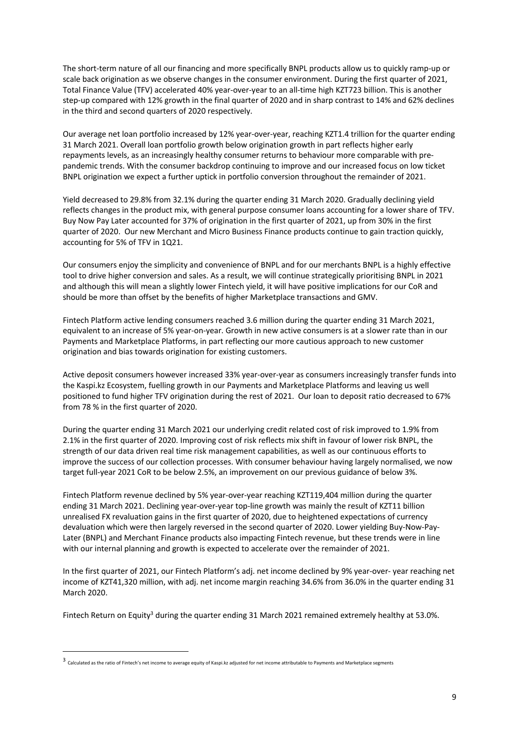The short-term nature of all our financing and more specifically BNPL products allow us to quickly ramp-up or scale back origination as we observe changes in the consumer environment. During the first quarter of 2021, Total Finance Value (TFV) accelerated 40% year-over-year to an all-time high KZT723 billion. This is another step-up compared with 12% growth in the final quarter of 2020 and in sharp contrast to 14% and 62% declines in the third and second quarters of 2020 respectively.

Our average net loan portfolio increased by 12% year-over-year, reaching KZT1.4 trillion for the quarter ending 31 March 2021. Overall loan portfolio growth below origination growth in part reflects higher early repayments levels, as an increasingly healthy consumer returns to behaviour more comparable with pre-pandemic trends. With the consumer backdrop continuing to improve and our increased focus on low ticket BNPL origination we expect a further uptick in portfolio conversion throughout the remainder of 2021.

Yield decreased to 29.8% from 32.1% during the quarter ending 31 March 2020. Gradually declining yield reflects changes in the product mix, with general purpose consumer loans accounting for a lower share of TFV. Buy Now Pay Later accounted for 37% of origination in the first quarter of 2021, up from 30% in the first quarter of 2020. Our new Merchant and Micro Business Finance products continue to gain traction quickly, accounting for 5% of TFV in 1Q21.

Our consumers enjoy the simplicity and convenience of BNPL and for our merchants BNPL is a highly effective tool to drive higher conversion and sales. As a result, we will continue strategically prioritising BNPL in 2021 and although this will mean a slightly lower Fintech yield, it will have positive implications for our CoR and should be more than offset by the benefits of higher Marketplace transactions and GMV.

Fintech Platform active lending consumers reached 3.6 million during the quarter ending 31 March 2021, equivalent to an increase of 5% year-on-year. Growth in new active consumers is at a slower rate than in our Payments and Marketplace Platforms, in part reflecting our more cautious approach to new customer origination and bias towards origination for existing customers.

Active deposit consumers however increased 33% year-over-year as consumers increasingly transfer funds into the Kaspi.kz Ecosystem, fuelling growth in our Payments and Marketplace Platforms and leaving us well positioned to fund higher TFV origination during the rest of 2021. Our loan to deposit ratio decreased to 67% from 78 % in the first quarter of 2020.

During the quarter ending 31 March 2021 our underlying credit related cost of risk improved to 1.9% from 2.1% in the first quarter of 2020. Improving cost of risk reflects mix shift in favour of lower risk BNPL, the strength of our data driven real time risk management capabilities, as well as our continuous efforts to improve the success of our collection processes. With consumer behaviour having largely normalised, we now target full-year 2021 CoR to be below 2.5%, an improvement on our previous guidance of below 3%.

Fintech Platform revenue declined by 5% year-over-year reaching KZT119,404 million during the quarter ending 31 March 2021. Declining year-over-year top-line growth was mainly the result of KZT11 billion unrealised FX revaluation gains in the first quarter of 2020, due to heightened expectations of currency devaluation which were then largely reversed in the second quarter of 2020. Lower yielding Buy-Now-Pay-Later (BNPL) and Merchant Finance products also impacting Fintech revenue, but these trends were in line with our internal planning and growth is expected to accelerate over the remainder of 2021.

In the first quarter of 2021, our Fintech Platform's adj. net income declined by 9% year-over- year reaching net income of KZT41,320 million, with adj. net income margin reaching 34.6% from 36.0% in the quarter ending 31 March 2020.

Fintech Return on Equity[3] during the quarter ending 31 March 2021 remained extremely healthy at 53.0%.

[3] Calculated as the ratio of Fintech's net income to average equity of Kaspi.kz adjusted for net income attributable to Payments and Marketplace segments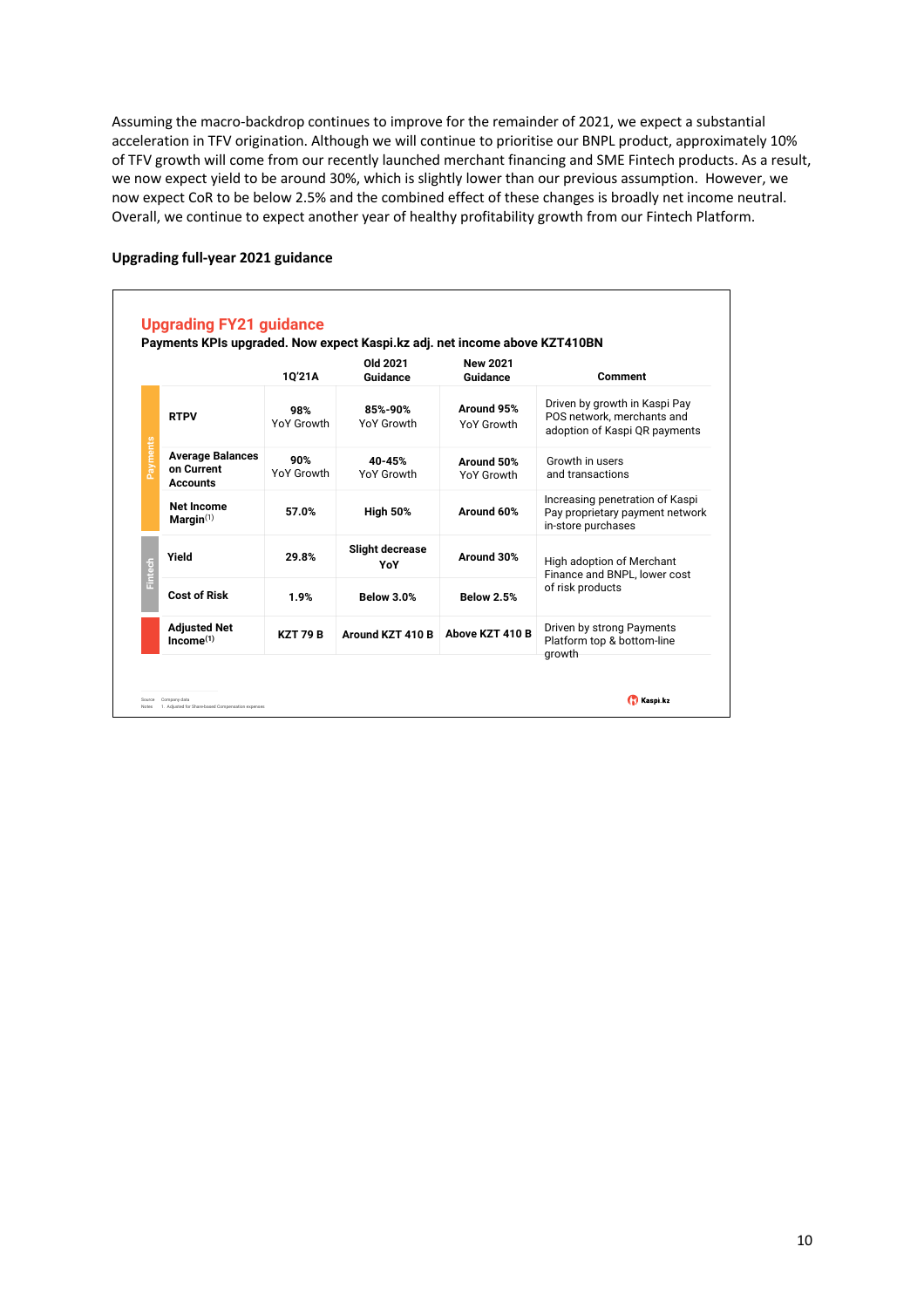Assuming the macro-backdrop continues to improve for the remainder of 2021, we expect a substantial acceleration in TFV origination. Although we will continue to prioritise our BNPL product, approximately 10% of TFV growth will come from our recently launched merchant financing and SME Fintech products. As a result, we now expect yield to be around 30%, which is slightly lower than our previous assumption. However, we now expect CoR to be below 2.5% and the combined effect of these changes is broadly net income neutral. Overall, we continue to expect another year of healthy profitability growth from our Fintech Platform.

**Upgrading full-year 2021 guidance**

## Upgrading FY21 guidance

**Payments KPIs upgraded. Now expect Kaspi.kz adj. net income above KZT410BN**

| | | 1Q'21A | Old 2021 Guidance | New 2021 Guidance | Comment |
|---|---|---|---|---|---|
| Payments | **RTPV** | **98%** YoY Growth | **85%-90%** YoY Growth | **Around 95%** YoY Growth | Driven by growth in Kaspi Pay POS network, merchants and adoption of Kaspi QR payments |
| | **Average Balances on Current Accounts** | **90%** YoY Growth | **40-45%** YoY Growth | **Around 50%** YoY Growth | Growth in users and transactions |
| | **Net Income Margin**[1] | **57.0%** | **High 50%** | **Around 60%** | Increasing penetration of Kaspi Pay proprietary payment network in-store purchases |
| Fintech | **Yield** | **29.8%** | **Slight decrease YoY** | **Around 30%** | High adoption of Merchant Finance and BNPL, lower cost of risk products |
| | **Cost of Risk** | **1.9%** | **Below 3.0%** | **Below 2.5%** | |
| | **Adjusted Net Income**[1] | **KZT 79 B** | **Around KZT 410 B** | **Above KZT 410 B** | Driven by strong Payments Platform top & bottom-line growth |

Source: Company data
Notes: 1. Adjusted for Share-based Compensation expenses

Kaspi.kz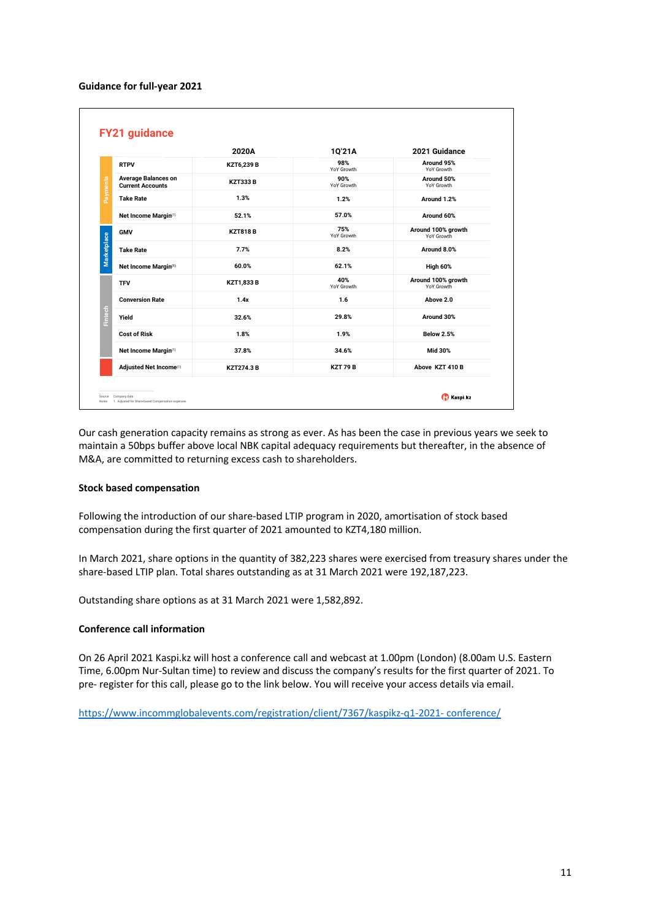**Guidance for full-year 2021**

**FY21 guidance**

| | | 2020A | 1Q'21A | 2021 Guidance |
|---|---|---|---|---|
| Payments | RTPV | KZT6,239 B | 98% YoY Growth | Around 95% YoY Growth |
| | Average Balances on Current Accounts | KZT333 B | 90% YoY Growth | Around 50% YoY Growth |
| | Take Rate | 1.3% | 1.2% | Around 1.2% |
| | Net Income Margin[1] | 52.1% | 57.0% | Around 60% |
| Marketplace | GMV | KZT818 B | 75% YoY Growth | Around 100% growth YoY Growth |
| | Take Rate | 7.7% | 8.2% | Around 8.0% |
| | Net Income Margin[1] | 60.0% | 62.1% | High 60% |
| Fintech | TFV | KZT1,833 B | 40% YoY Growth | Around 100% growth YoY Growth |
| | Conversion Rate | 1.4x | 1.6 | Above 2.0 |
| | Yield | 32.6% | 29.8% | Around 30% |
| | Cost of Risk | 1.8% | 1.9% | Below 2.5% |
| | Net Income Margin[1] | 37.8% | 34.6% | Mid 30% |
| | Adjusted Net Income[1] | KZT274.3 B | KZT 79 B | Above KZT 410 B |

Source: Company data
Notes: 1. Adjusted for Share-based Compensation expenses

Our cash generation capacity remains as strong as ever. As has been the case in previous years we seek to maintain a 50bps buffer above local NBK capital adequacy requirements but thereafter, in the absence of M&A, are committed to returning excess cash to shareholders.

**Stock based compensation**

Following the introduction of our share-based LTIP program in 2020, amortisation of stock based compensation during the first quarter of 2021 amounted to KZT4,180 million.

In March 2021, share options in the quantity of 382,223 shares were exercised from treasury shares under the share-based LTIP plan. Total shares outstanding as at 31 March 2021 were 192,187,223.

Outstanding share options as at 31 March 2021 were 1,582,892.

**Conference call information**

On 26 April 2021 Kaspi.kz will host a conference call and webcast at 1.00pm (London) (8.00am U.S. Eastern Time, 6.00pm Nur-Sultan time) to review and discuss the company's results for the first quarter of 2021. To pre- register for this call, please go to the link below. You will receive your access details via email.

https://www.incommglobalevents.com/registration/client/7367/kaspikz-q1-2021- conference/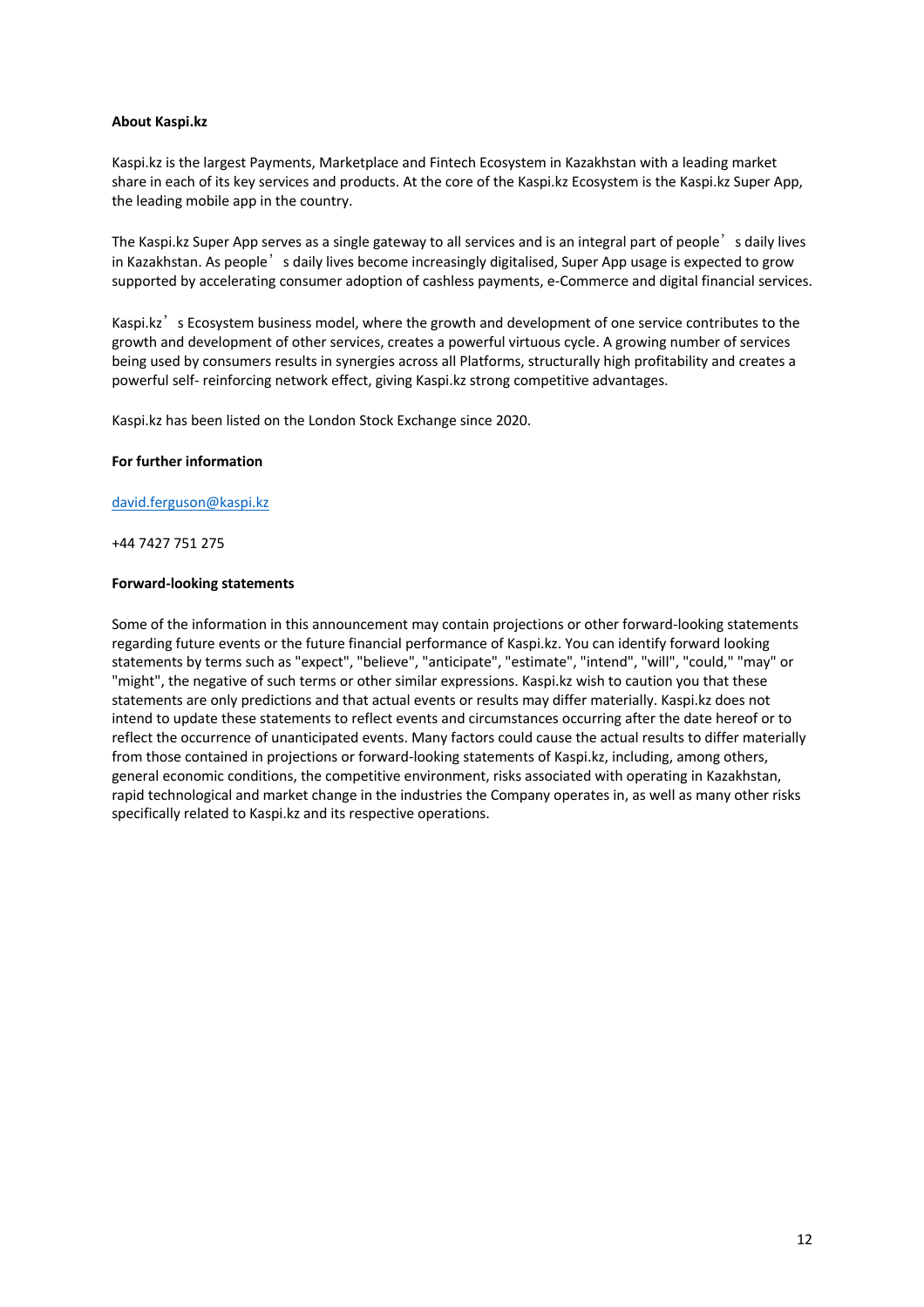**About Kaspi.kz**

Kaspi.kz is the largest Payments, Marketplace and Fintech Ecosystem in Kazakhstan with a leading market share in each of its key services and products. At the core of the Kaspi.kz Ecosystem is the Kaspi.kz Super App, the leading mobile app in the country.

The Kaspi.kz Super App serves as a single gateway to all services and is an integral part of people's daily lives in Kazakhstan. As people's daily lives become increasingly digitalised, Super App usage is expected to grow supported by accelerating consumer adoption of cashless payments, e-Commerce and digital financial services.

Kaspi.kz's Ecosystem business model, where the growth and development of one service contributes to the growth and development of other services, creates a powerful virtuous cycle. A growing number of services being used by consumers results in synergies across all Platforms, structurally high profitability and creates a powerful self- reinforcing network effect, giving Kaspi.kz strong competitive advantages.

Kaspi.kz has been listed on the London Stock Exchange since 2020.

**For further information**

david.ferguson@kaspi.kz

+44 7427 751 275

**Forward-looking statements**

Some of the information in this announcement may contain projections or other forward-looking statements regarding future events or the future financial performance of Kaspi.kz. You can identify forward looking statements by terms such as "expect", "believe", "anticipate", "estimate", "intend", "will", "could," "may" or "might", the negative of such terms or other similar expressions. Kaspi.kz wish to caution you that these statements are only predictions and that actual events or results may differ materially. Kaspi.kz does not intend to update these statements to reflect events and circumstances occurring after the date hereof or to reflect the occurrence of unanticipated events. Many factors could cause the actual results to differ materially from those contained in projections or forward-looking statements of Kaspi.kz, including, among others, general economic conditions, the competitive environment, risks associated with operating in Kazakhstan, rapid technological and market change in the industries the Company operates in, as well as many other risks specifically related to Kaspi.kz and its respective operations.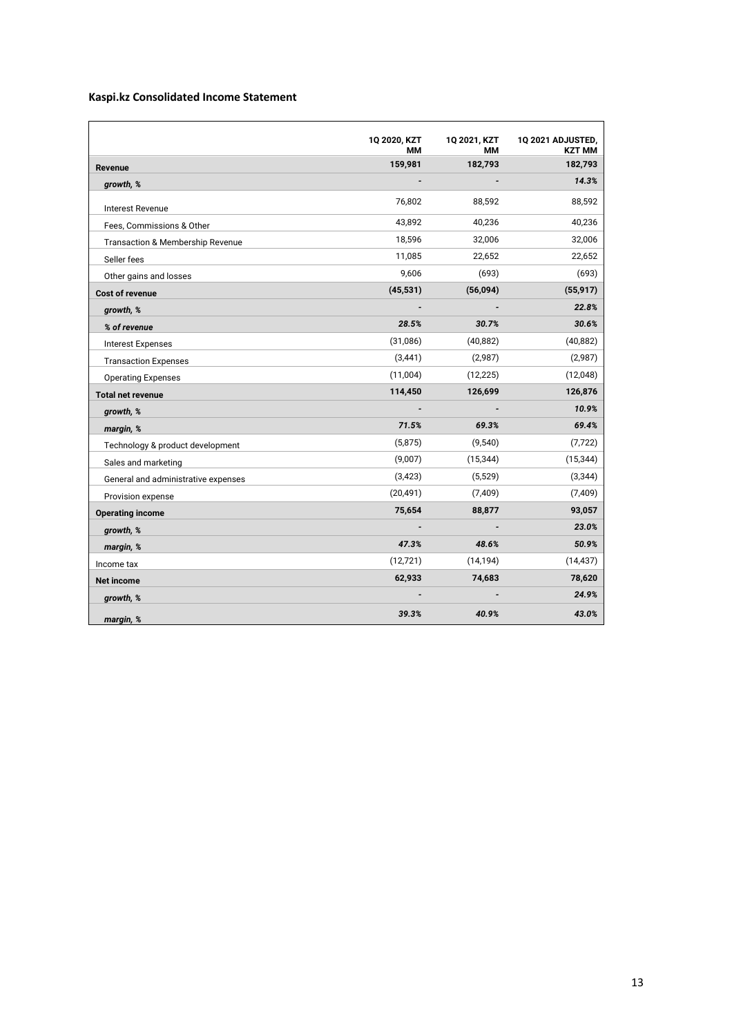**Kaspi.kz Consolidated Income Statement**

| | 1Q 2020, KZT MM | 1Q 2021, KZT MM | 1Q 2021 ADJUSTED, KZT MM |
|---|---|---|---|
| **Revenue** | **159,981** | **182,793** | **182,793** |
| ***growth, %*** | - | - | ***14.3%*** |
| Interest Revenue | 76,802 | 88,592 | 88,592 |
| Fees, Commissions & Other | 43,892 | 40,236 | 40,236 |
| Transaction & Membership Revenue | 18,596 | 32,006 | 32,006 |
| Seller fees | 11,085 | 22,652 | 22,652 |
| Other gains and losses | 9,606 | (693) | (693) |
| **Cost of revenue** | **(45,531)** | **(56,094)** | **(55,917)** |
| ***growth, %*** | - | - | ***22.8%*** |
| ***% of revenue*** | ***28.5%*** | ***30.7%*** | ***30.6%*** |
| Interest Expenses | (31,086) | (40,882) | (40,882) |
| Transaction Expenses | (3,441) | (2,987) | (2,987) |
| Operating Expenses | (11,004) | (12,225) | (12,048) |
| **Total net revenue** | **114,450** | **126,699** | **126,876** |
| ***growth, %*** | - | - | ***10.9%*** |
| ***margin, %*** | ***71.5%*** | ***69.3%*** | ***69.4%*** |
| Technology & product development | (5,875) | (9,540) | (7,722) |
| Sales and marketing | (9,007) | (15,344) | (15,344) |
| General and administrative expenses | (3,423) | (5,529) | (3,344) |
| Provision expense | (20,491) | (7,409) | (7,409) |
| **Operating income** | **75,654** | **88,877** | **93,057** |
| ***growth, %*** | - | - | ***23.0%*** |
| ***margin, %*** | ***47.3%*** | ***48.6%*** | ***50.9%*** |
| Income tax | (12,721) | (14,194) | (14,437) |
| **Net income** | **62,933** | **74,683** | **78,620** |
| ***growth, %*** | - | - | ***24.9%*** |
| ***margin, %*** | ***39.3%*** | ***40.9%*** | ***43.0%*** |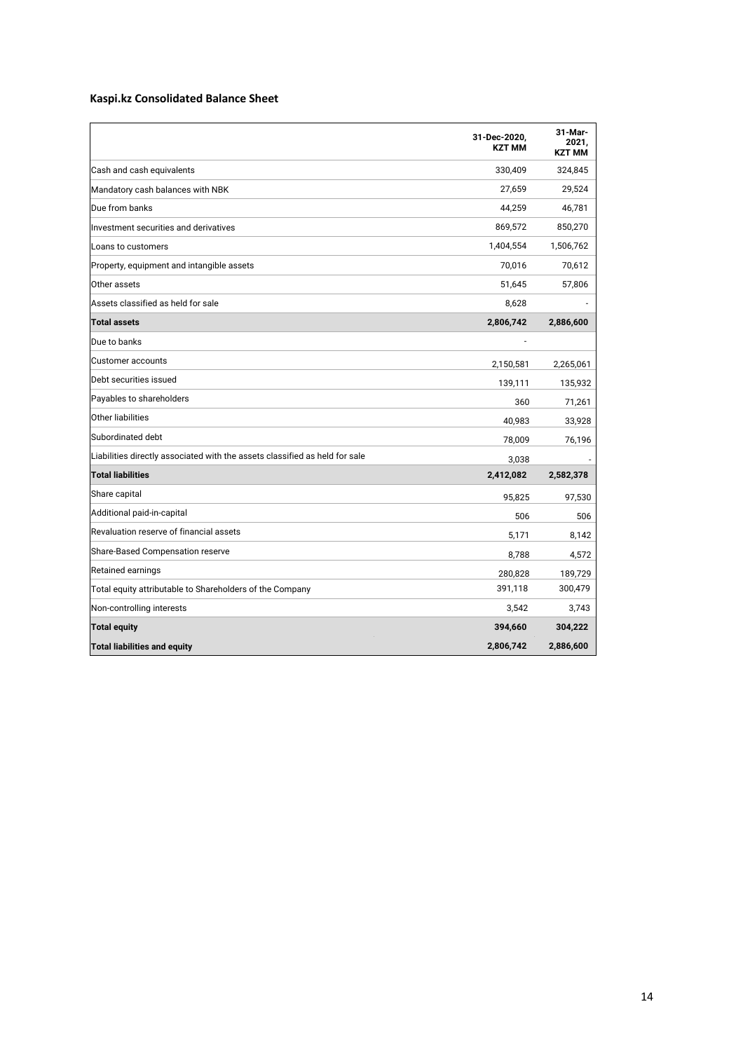**Kaspi.kz Consolidated Balance Sheet**

| | 31-Dec-2020, KZT MM | 31-Mar-2021, KZT MM |
|---|---|---|
| Cash and cash equivalents | 330,409 | 324,845 |
| Mandatory cash balances with NBK | 27,659 | 29,524 |
| Due from banks | 44,259 | 46,781 |
| Investment securities and derivatives | 869,572 | 850,270 |
| Loans to customers | 1,404,554 | 1,506,762 |
| Property, equipment and intangible assets | 70,016 | 70,612 |
| Other assets | 51,645 | 57,806 |
| Assets classified as held for sale | 8,628 | - |
| **Total assets** | **2,806,742** | **2,886,600** |
| Due to banks | - | |
| Customer accounts | 2,150,581 | 2,265,061 |
| Debt securities issued | 139,111 | 135,932 |
| Payables to shareholders | 360 | 71,261 |
| Other liabilities | 40,983 | 33,928 |
| Subordinated debt | 78,009 | 76,196 |
| Liabilities directly associated with the assets classified as held for sale | 3,038 | - |
| **Total liabilities** | **2,412,082** | **2,582,378** |
| Share capital | 95,825 | 97,530 |
| Additional paid-in-capital | 506 | 506 |
| Revaluation reserve of financial assets | 5,171 | 8,142 |
| Share-Based Compensation reserve | 8,788 | 4,572 |
| Retained earnings | 280,828 | 189,729 |
| Total equity attributable to Shareholders of the Company | 391,118 | 300,479 |
| Non-controlling interests | 3,542 | 3,743 |
| **Total equity** | **394,660** | **304,222** |
| **Total liabilities and equity** | **2,806,742** | **2,886,600** |